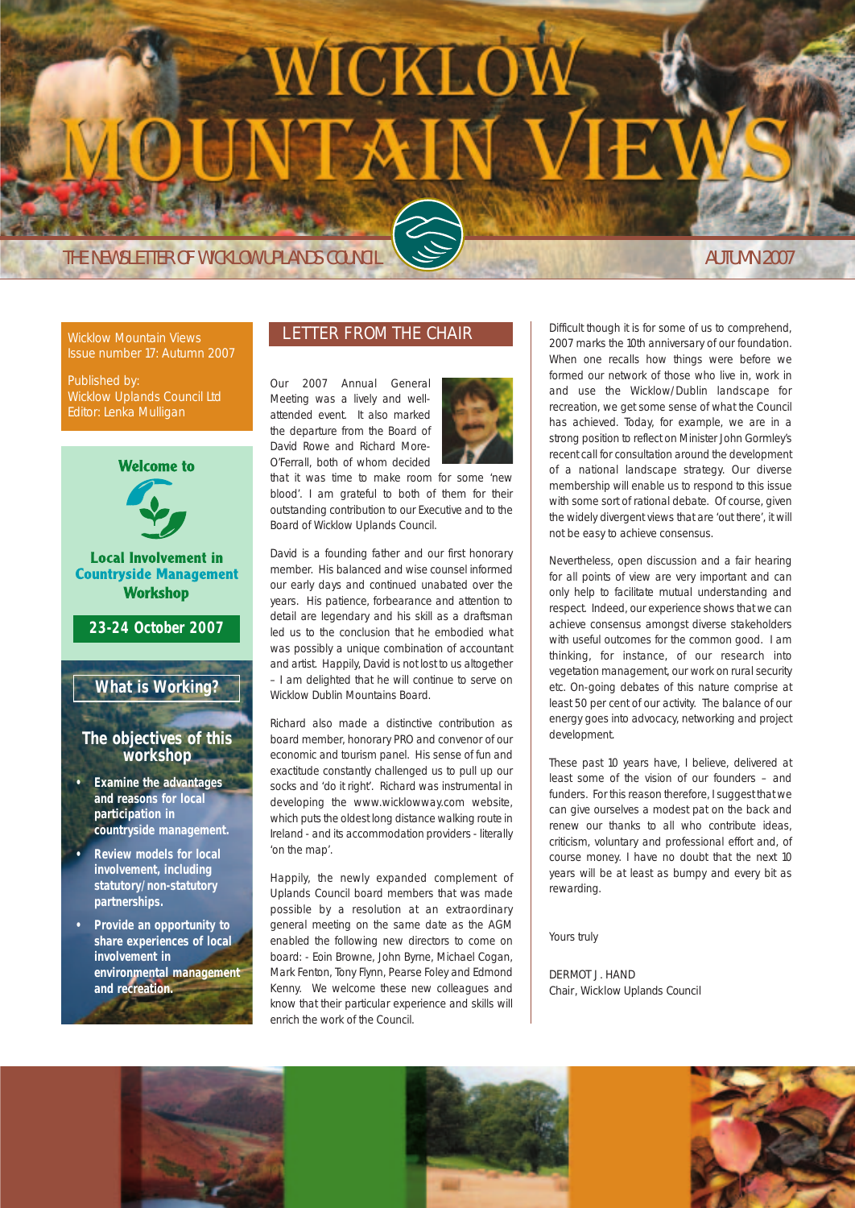# WICKLOW MOUNTAIN VIEWS

THE NEWSLETTER OF WICKLOW UPLANDS COUNCIL

AUTUMN 2007

Wicklow Mountain Views
Issue number 17: Autumn 2007

Published by:
Wicklow Uplands Council Ltd
Editor: Lenka Mulligan

**Welcome to**

**Local Involvement in Countryside Management Workshop**

**23-24 October 2007**

**What is Working?**

**The objectives of this workshop**

- **Examine the advantages and reasons for local participation in countryside management.**
- **Review models for local involvement, including statutory/non-statutory partnerships.**
- **Provide an opportunity to share experiences of local involvement in environmental management and recreation.**

## LETTER FROM THE CHAIR

Our 2007 Annual General Meeting was a lively and well-attended event. It also marked the departure from the Board of David Rowe and Richard More-O'Ferrall, both of whom decided that it was time to make room for some 'new blood'. I am grateful to both of them for their outstanding contribution to our Executive and to the Board of Wicklow Uplands Council.

David is a founding father and our first honorary member. His balanced and wise counsel informed our early days and continued unabated over the years. His patience, forbearance and attention to detail are legendary and his skill as a draftsman led us to the conclusion that he embodied what was possibly a unique combination of accountant and artist. Happily, David is not lost to us altogether – I am delighted that he will continue to serve on Wicklow Dublin Mountains Board.

Richard also made a distinctive contribution as board member, honorary PRO and convenor of our economic and tourism panel. His sense of fun and exactitude constantly challenged us to pull up our socks and 'do it right'. Richard was instrumental in developing the www.wicklowway.com website, which puts the oldest long distance walking route in Ireland - and its accommodation providers - literally 'on the map'.

Happily, the newly expanded complement of Uplands Council board members that was made possible by a resolution at an extraordinary general meeting on the same date as the AGM enabled the following new directors to come on board: - Eoin Browne, John Byrne, Michael Cogan, Mark Fenton, Tony Flynn, Pearse Foley and Edmond Kenny. We welcome these new colleagues and know that their particular experience and skills will enrich the work of the Council.

Difficult though it is for some of us to comprehend, 2007 marks the 10th anniversary of our foundation. When one recalls how things were before we formed our network of those who live in, work in and use the Wicklow/Dublin landscape for recreation, we get some sense of what the Council has achieved. Today, for example, we are in a strong position to reflect on Minister John Gormley's recent call for consultation around the development of a national landscape strategy. Our diverse membership will enable us to respond to this issue with some sort of rational debate. Of course, given the widely divergent views that are 'out there', it will not be easy to achieve consensus.

Nevertheless, open discussion and a fair hearing for all points of view are very important and can only help to facilitate mutual understanding and respect. Indeed, our experience shows that we can achieve consensus amongst diverse stakeholders with useful outcomes for the common good. I am thinking, for instance, of our research into vegetation management, our work on rural security etc. On-going debates of this nature comprise at least 50 per cent of our activity. The balance of our energy goes into advocacy, networking and project development.

These past 10 years have, I believe, delivered at least some of the vision of our founders – and funders. For this reason therefore, I suggest that we can give ourselves a modest pat on the back and renew our thanks to all who contribute ideas, criticism, voluntary and professional effort and, of course money. I have no doubt that the next 10 years will be at least as bumpy and every bit as rewarding.

Yours truly

DERMOT J. HAND
Chair, Wicklow Uplands Council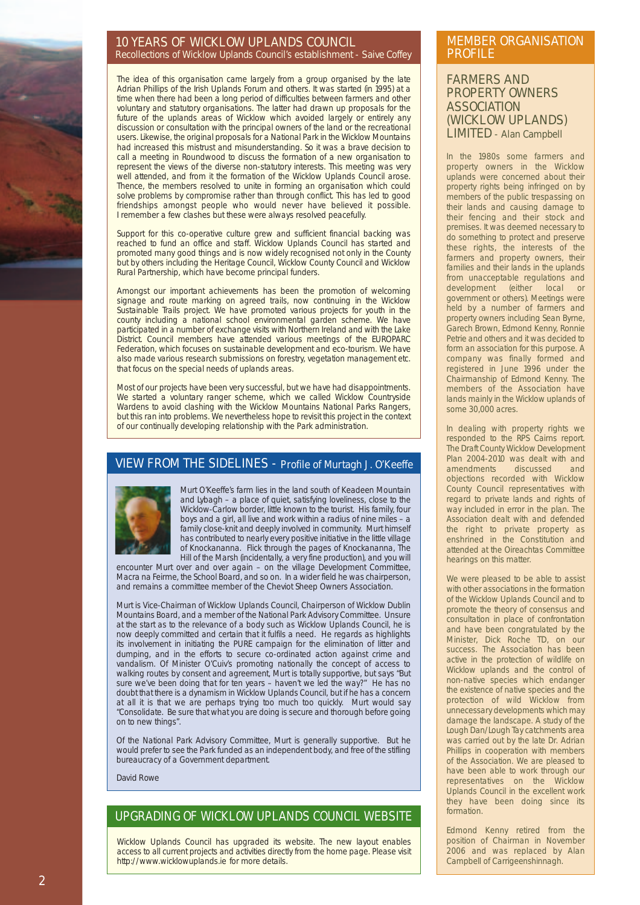## 10 YEARS OF WICKLOW UPLANDS COUNCIL

### Recollections of Wicklow Uplands Council's establishment - Saive Coffey

The idea of this organisation came largely from a group organised by the late Adrian Phillips of the Irish Uplands Forum and others. It was started (in 1995) at a time when there had been a long period of difficulties between farmers and other voluntary and statutory organisations. The latter had drawn up proposals for the future of the uplands areas of Wicklow which avoided largely or entirely any discussion or consultation with the principal owners of the land or the recreational users. Likewise, the original proposals for a National Park in the Wicklow Mountains had increased this mistrust and misunderstanding. So it was a brave decision to call a meeting in Roundwood to discuss the formation of a new organisation to represent the views of the diverse non-statutory interests. This meeting was very well attended, and from it the formation of the Wicklow Uplands Council arose. Thence, the members resolved to unite in forming an organisation which could solve problems by compromise rather than through conflict. This has led to good friendships amongst people who would never have believed it possible. I remember a few clashes but these were always resolved peacefully.

Support for this co-operative culture grew and sufficient financial backing was reached to fund an office and staff. Wicklow Uplands Council has started and promoted many good things and is now widely recognised not only in the County but by others including the Heritage Council, Wicklow County Council and Wicklow Rural Partnership, which have become principal funders.

Amongst our important achievements has been the promotion of welcoming signage and route marking on agreed trails, now continuing in the Wicklow Sustainable Trails project. We have promoted various projects for youth in the county including a national school environmental garden scheme. We have participated in a number of exchange visits with Northern Ireland and with the Lake District. Council members have attended various meetings of the EUROPARC Federation, which focuses on sustainable development and eco-tourism. We have also made various research submissions on forestry, vegetation management etc. that focus on the special needs of uplands areas.

Most of our projects have been very successful, but we have had disappointments. We started a voluntary ranger scheme, which we called Wicklow Countryside Wardens to avoid clashing with the Wicklow Mountains National Parks Rangers, but this ran into problems. We nevertheless hope to revisit this project in the context of our continually developing relationship with the Park administration.

## VIEW FROM THE SIDELINES - Profile of Murtagh J. O'Keeffe

Murt O'Keeffe's farm lies in the land south of Keadeen Mountain and Lybagh – a place of quiet, satisfying loveliness, close to the Wicklow-Carlow border, little known to the tourist. His family, four boys and a girl, all live and work within a radius of nine miles – a family close-knit and deeply involved in community. Murt himself has contributed to nearly every positive initiative in the little village of Knockananna. Flick through the pages of Knockananna, The Hill of the Marsh (incidentally, a very fine production), and you will encounter Murt over and over again – on the village Development Committee, Macra na Feirme, the School Board, and so on. In a wider field he was chairperson, and remains a committee member of the Cheviot Sheep Owners Association.

Murt is Vice-Chairman of Wicklow Uplands Council, Chairperson of Wicklow Dublin Mountains Board, and a member of the National Park Advisory Committee. Unsure at the start as to the relevance of a body such as Wicklow Uplands Council, he is now deeply committed and certain that it fulfils a need. He regards as highlights its involvement in initiating the PURE campaign for the elimination of litter and dumping, and in the efforts to secure co-ordinated action against crime and vandalism. Of Minister O'Cuiv's promoting nationally the concept of access to walking routes by consent and agreement, Murt is totally supportive, but says "But sure we've been doing that for ten years – haven't we led the way?" He has no doubt that there is a dynamism in Wicklow Uplands Council, but if he has a concern at all it is that we are perhaps trying too much too quickly. Murt would say "Consolidate. Be sure that what you are doing is secure and thorough before going on to new things".

Of the National Park Advisory Committee, Murt is generally supportive. But he would prefer to see the Park funded as an independent body, and free of the stifling bureaucracy of a Government department.

David Rowe

## UPGRADING OF WICKLOW UPLANDS COUNCIL WEBSITE

Wicklow Uplands Council has upgraded its website. The new layout enables access to all current projects and activities directly from the home page. Please visit http://www.wicklowuplands.ie for more details.

## MEMBER ORGANISATION PROFILE

### FARMERS AND PROPERTY OWNERS ASSOCIATION (WICKLOW UPLANDS) LIMITED - Alan Campbell

In the 1980s some farmers and property owners in the Wicklow uplands were concerned about their property rights being infringed on by members of the public trespassing on their lands and causing damage to their fencing and their stock and premises. It was deemed necessary to do something to protect and preserve these rights, the interests of the farmers and property owners, their families and their lands in the uplands from unacceptable regulations and development (either local or government or others). Meetings were held by a number of farmers and property owners including Sean Byrne, Garech Brown, Edmond Kenny, Ronnie Petrie and others and it was decided to form an association for this purpose. A company was finally formed and registered in June 1996 under the Chairmanship of Edmond Kenny. The members of the Association have lands mainly in the Wicklow uplands of some 30,000 acres.

In dealing with property rights we responded to the RPS Cairns report. The Draft County Wicklow Development Plan 2004-2010 was dealt with and amendments discussed and objections recorded with Wicklow County Council representatives with regard to private lands and rights of way included in error in the plan. The Association dealt with and defended the right to private property as enshrined in the Constitution and attended at the Oireachtas Committee hearings on this matter.

We were pleased to be able to assist with other associations in the formation of the Wicklow Uplands Council and to promote the theory of consensus and consultation in place of confrontation and have been congratulated by the Minister, Dick Roche TD, on our success. The Association has been active in the protection of wildlife on Wicklow uplands and the control of non-native species which endanger the existence of native species and the protection of wild Wicklow from unnecessary developments which may damage the landscape. A study of the Lough Dan/Lough Tay catchments area was carried out by the late Dr. Adrian Phillips in cooperation with members of the Association. We are pleased to have been able to work through our representatives on the Wicklow Uplands Council in the excellent work they have been doing since its formation.

Edmond Kenny retired from the position of Chairman in November 2006 and was replaced by Alan Campbell of Carrigeenshinnagh.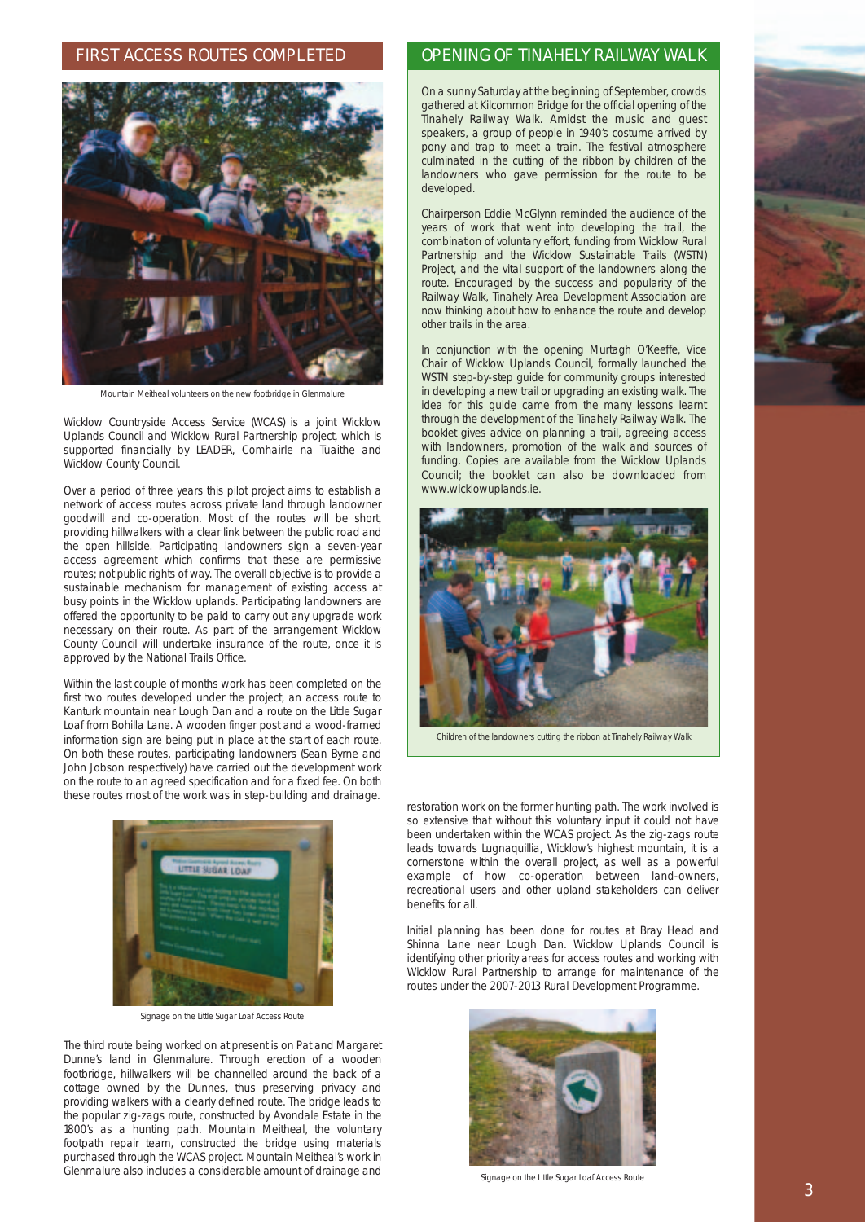## FIRST ACCESS ROUTES COMPLETED

Mountain Meitheal volunteers on the new footbridge in Glenmalure

Wicklow Countryside Access Service (WCAS) is a joint Wicklow Uplands Council and Wicklow Rural Partnership project, which is supported financially by LEADER, Comhairle na Tuaithe and Wicklow County Council.

Over a period of three years this pilot project aims to establish a network of access routes across private land through landowner goodwill and co-operation. Most of the routes will be short, providing hillwalkers with a clear link between the public road and the open hillside. Participating landowners sign a seven-year access agreement which confirms that these are permissive routes; not public rights of way. The overall objective is to provide a sustainable mechanism for management of existing access at busy points in the Wicklow uplands. Participating landowners are offered the opportunity to be paid to carry out any upgrade work necessary on their route. As part of the arrangement Wicklow County Council will undertake insurance of the route, once it is approved by the National Trails Office.

Within the last couple of months work has been completed on the first two routes developed under the project, an access route to Kanturk mountain near Lough Dan and a route on the Little Sugar Loaf from Bohilla Lane. A wooden finger post and a wood-framed information sign are being put in place at the start of each route. On both these routes, participating landowners (Sean Byrne and John Jobson respectively) have carried out the development work on the route to an agreed specification and for a fixed fee. On both these routes most of the work was in step-building and drainage.

Signage on the Little Sugar Loaf Access Route

The third route being worked on at present is on Pat and Margaret Dunne's land in Glenmalure. Through erection of a wooden footbridge, hillwalkers will be channelled around the back of a cottage owned by the Dunnes, thus preserving privacy and providing walkers with a clearly defined route. The bridge leads to the popular zig-zags route, constructed by Avondale Estate in the 1800's as a hunting path. Mountain Meitheal, the voluntary footpath repair team, constructed the bridge using materials purchased through the WCAS project. Mountain Meitheal's work in Glenmalure also includes a considerable amount of drainage and restoration work on the former hunting path. The work involved is so extensive that without this voluntary input it could not have been undertaken within the WCAS project. As the zig-zags route leads towards Lugnaquillia, Wicklow's highest mountain, it is a cornerstone within the overall project, as well as a powerful example of how co-operation between land-owners, recreational users and other upland stakeholders can deliver benefits for all.

Initial planning has been done for routes at Bray Head and Shinna Lane near Lough Dan. Wicklow Uplands Council is identifying other priority areas for access routes and working with Wicklow Rural Partnership to arrange for maintenance of the routes under the 2007-2013 Rural Development Programme.

Signage on the Little Sugar Loaf Access Route

## OPENING OF TINAHELY RAILWAY WALK

On a sunny Saturday at the beginning of September, crowds gathered at Kilcommon Bridge for the official opening of the Tinahely Railway Walk. Amidst the music and guest speakers, a group of people in 1940's costume arrived by pony and trap to meet a train. The festival atmosphere culminated in the cutting of the ribbon by children of the landowners who gave permission for the route to be developed.

Chairperson Eddie McGlynn reminded the audience of the years of work that went into developing the trail, the combination of voluntary effort, funding from Wicklow Rural Partnership and the Wicklow Sustainable Trails (WSTN) Project, and the vital support of the landowners along the route. Encouraged by the success and popularity of the Railway Walk, Tinahely Area Development Association are now thinking about how to enhance the route and develop other trails in the area.

In conjunction with the opening Murtagh O'Keeffe, Vice Chair of Wicklow Uplands Council, formally launched the WSTN step-by-step guide for community groups interested in developing a new trail or upgrading an existing walk. The idea for this guide came from the many lessons learnt through the development of the Tinahely Railway Walk. The booklet gives advice on planning a trail, agreeing access with landowners, promotion of the walk and sources of funding. Copies are available from the Wicklow Uplands Council; the booklet can also be downloaded from www.wicklowuplands.ie.

Children of the landowners cutting the ribbon at Tinahely Railway Walk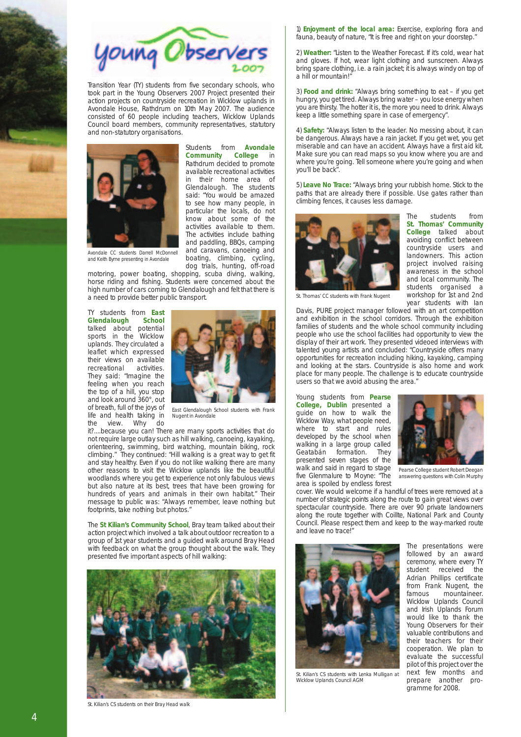# Young Observers 2007

Transition Year (TY) students from five secondary schools, who took part in the Young Observers 2007 Project presented their action projects on countryside recreation in Wicklow uplands in Avondale House, Rathdrum on 10th May 2007. The audience consisted of 60 people including teachers, Wicklow Uplands Council board members, community representatives, statutory and non-statutory organisations.

Avondale CC students Darrell McDonnell and Keith Byrne presenting in Avondale

Students from **Avondale Community College** in Rathdrum decided to promote available recreational activities in their home area of Glendalough. The students said: "You would be amazed to see how many people, in particular the locals, do not know about some of the activities available to them. The activities include bathing and paddling, BBQs, camping and caravans, canoeing and boating, climbing, cycling, dog trials, hunting, off-road motoring, power boating, shopping, scuba diving, walking, horse riding and fishing. Students were concerned about the high number of cars coming to Glendalough and felt that there is a need to provide better public transport.

East Glendalough School students with Frank Nugent in Avondale

TY students from **East Glendalough School** talked about potential sports in the Wicklow uplands. They circulated a leaflet which expressed their views on available recreational activities. They said: "Imagine the feeling when you reach the top of a hill, you stop and look around 360°, out of breath, full of the joys of life and health taking in the view. Why do it?....because you can! There are many sports activities that do not require large outlay such as hill walking, canoeing, kayaking, orienteering, swimming, bird watching, mountain biking, rock climbing." They continued: "Hill walking is a great way to get fit and stay healthy. Even if you do not like walking there are many other reasons to visit the Wicklow uplands like the beautiful woodlands where you get to experience not only fabulous views but also nature at its best, trees that have been growing for hundreds of years and animals in their own habitat." Their message to public was: "Always remember, leave nothing but footprints, take nothing but photos."

The **St Kilian's Community School**, Bray team talked about their action project which involved a talk about outdoor recreation to a group of 1st year students and a guided walk around Bray Head with feedback on what the group thought about the walk. They presented five important aspects of hill walking:

St. Kilian's CS students on their Bray Head walk

1) **Enjoyment of the local area:** Exercise, exploring flora and fauna, beauty of nature, "It is free and right on your doorstep."

2) **Weather:** "Listen to the Weather Forecast. If it's cold, wear hat and gloves. If hot, wear light clothing and sunscreen. Always bring spare clothing, i.e. a rain jacket; it is always windy on top of a hill or mountain!"

3) **Food and drink:** "Always bring something to eat – if you get hungry, you get tired. Always bring water – you lose energy when you are thirsty. The hotter it is, the more you need to drink. Always keep a little something spare in case of emergency".

4) **Safety:** "Always listen to the leader. No messing about, it can be dangerous. Always have a rain jacket. If you get wet, you get miserable and can have an accident. Always have a first aid kit. Make sure you can read maps so you know where you are and where you're going. Tell someone where you're going and when you'll be back".

5) **Leave No Trace:** "Always bring your rubbish home. Stick to the paths that are already there if possible. Use gates rather than climbing fences, it causes less damage.

St. Thomas' CC students with Frank Nugent

The students from **St. Thomas' Community College** talked about avoiding conflict between countryside users and landowners. This action project involved raising awareness in the school and local community. The students organised a workshop for 1st and 2nd year students with Ian Davis, PURE project manager followed with an art competition and exhibition in the school corridors. Through the exhibition families of students and the whole school community including people who use the school facilities had opportunity to view the display of their art work. They presented videoed interviews with talented young artists and concluded: "Countryside offers many opportunities for recreation including hiking, kayaking, camping and looking at the stars. Countryside is also home and work place for many people. The challenge is to educate countryside users so that we avoid abusing the area."

Pearse College student Robert Deegan answering questions with Colin Murphy

Young students from **Pearse College, Dublin** presented a guide on how to walk the Wicklow Way, what people need, where to start and rules developed by the school when walking in a large group called Geatabán formation. They presented seven stages of the walk and said in regard to stage five Glenmalure to Moyne: "The area is spoiled by endless forest cover. We would welcome if a handful of trees were removed at a number of strategic points along the route to gain great views over spectacular countryside. There are over 90 private landowners along the route together with Coillte, National Park and County Council. Please respect them and keep to the way-marked route and leave no trace!"

St. Kilian's CS students with Lenka Mulligan at Wicklow Uplands Council AGM

The presentations were followed by an award ceremony, where every TY student received the Adrian Phillips certificate from Frank Nugent, the famous mountaineer. Wicklow Uplands Council and Irish Uplands Forum would like to thank the Young Observers for their valuable contributions and their teachers for their cooperation. We plan to evaluate the successful pilot of this project over the next few months and prepare another programme for 2008.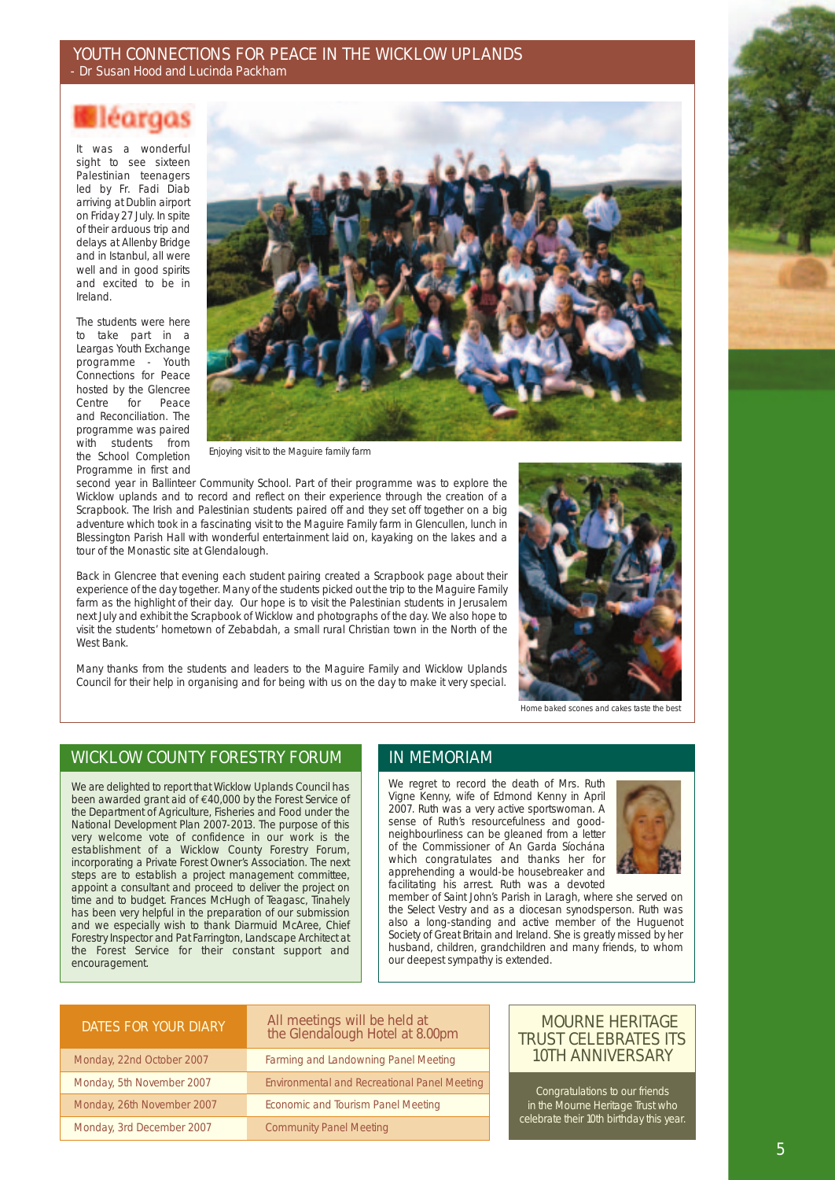## YOUTH CONNECTIONS FOR PEACE IN THE WICKLOW UPLANDS

- Dr Susan Hood and Lucinda Packham

léargas

It was a wonderful sight to see sixteen Palestinian teenagers led by Fr. Fadi Diab arriving at Dublin airport on Friday 27 July. In spite of their arduous trip and delays at Allenby Bridge and in Istanbul, all were well and in good spirits and excited to be in Ireland.

The students were here to take part in a Leargas Youth Exchange programme - Youth Connections for Peace hosted by the Glencree Centre for Peace and Reconciliation. The programme was paired with students from the School Completion Programme in first and second year in Ballinteer Community School. Part of their programme was to explore the Wicklow uplands and to record and reflect on their experience through the creation of a Scrapbook. The Irish and Palestinian students paired off and they set off together on a big adventure which took in a fascinating visit to the Maguire Family farm in Glencullen, lunch in Blessington Parish Hall with wonderful entertainment laid on, kayaking on the lakes and a tour of the Monastic site at Glendalough.

Enjoying visit to the Maguire family farm

Back in Glencree that evening each student pairing created a Scrapbook page about their experience of the day together. Many of the students picked out the trip to the Maguire Family farm as the highlight of their day. Our hope is to visit the Palestinian students in Jerusalem next July and exhibit the Scrapbook of Wicklow and photographs of the day. We also hope to visit the students' hometown of Zebabdah, a small rural Christian town in the North of the West Bank.

Many thanks from the students and leaders to the Maguire Family and Wicklow Uplands Council for their help in organising and for being with us on the day to make it very special.

Home baked scones and cakes taste the best

## WICKLOW COUNTY FORESTRY FORUM

We are delighted to report that Wicklow Uplands Council has been awarded grant aid of €40,000 by the Forest Service of the Department of Agriculture, Fisheries and Food under the National Development Plan 2007-2013. The purpose of this very welcome vote of confidence in our work is the establishment of a Wicklow County Forestry Forum, incorporating a Private Forest Owner's Association. The next steps are to establish a project management committee, appoint a consultant and proceed to deliver the project on time and to budget. Frances McHugh of Teagasc, Tinahely has been very helpful in the preparation of our submission and we especially wish to thank Diarmuid McAree, Chief Forestry Inspector and Pat Farrington, Landscape Architect at the Forest Service for their constant support and encouragement.

## IN MEMORIAM

We regret to record the death of Mrs. Ruth Vigne Kenny, wife of Edmond Kenny in April 2007. Ruth was a very active sportswoman. A sense of Ruth's resourcefulness and good-neighbourliness can be gleaned from a letter of the Commissioner of An Garda Síochána which congratulates and thanks her for apprehending a would-be housebreaker and facilitating his arrest. Ruth was a devoted member of Saint John's Parish in Laragh, where she served on the Select Vestry and as a diocesan synodsperson. Ruth was also a long-standing and active member of the Huguenot Society of Great Britain and Ireland. She is greatly missed by her husband, children, grandchildren and many friends, to whom our deepest sympathy is extended.

## DATES FOR YOUR DIARY

| DATES FOR YOUR DIARY | All meetings will be held at the Glendalough Hotel at 8.00pm |
|---|---|
| Monday, 22nd October 2007 | Farming and Landowning Panel Meeting |
| Monday, 5th November 2007 | Environmental and Recreational Panel Meeting |
| Monday, 26th November 2007 | Economic and Tourism Panel Meeting |
| Monday, 3rd December 2007 | Community Panel Meeting |

## MOURNE HERITAGE TRUST CELEBRATES ITS 10TH ANNIVERSARY

Congratulations to our friends in the Mourne Heritage Trust who celebrate their 10th birthday this year.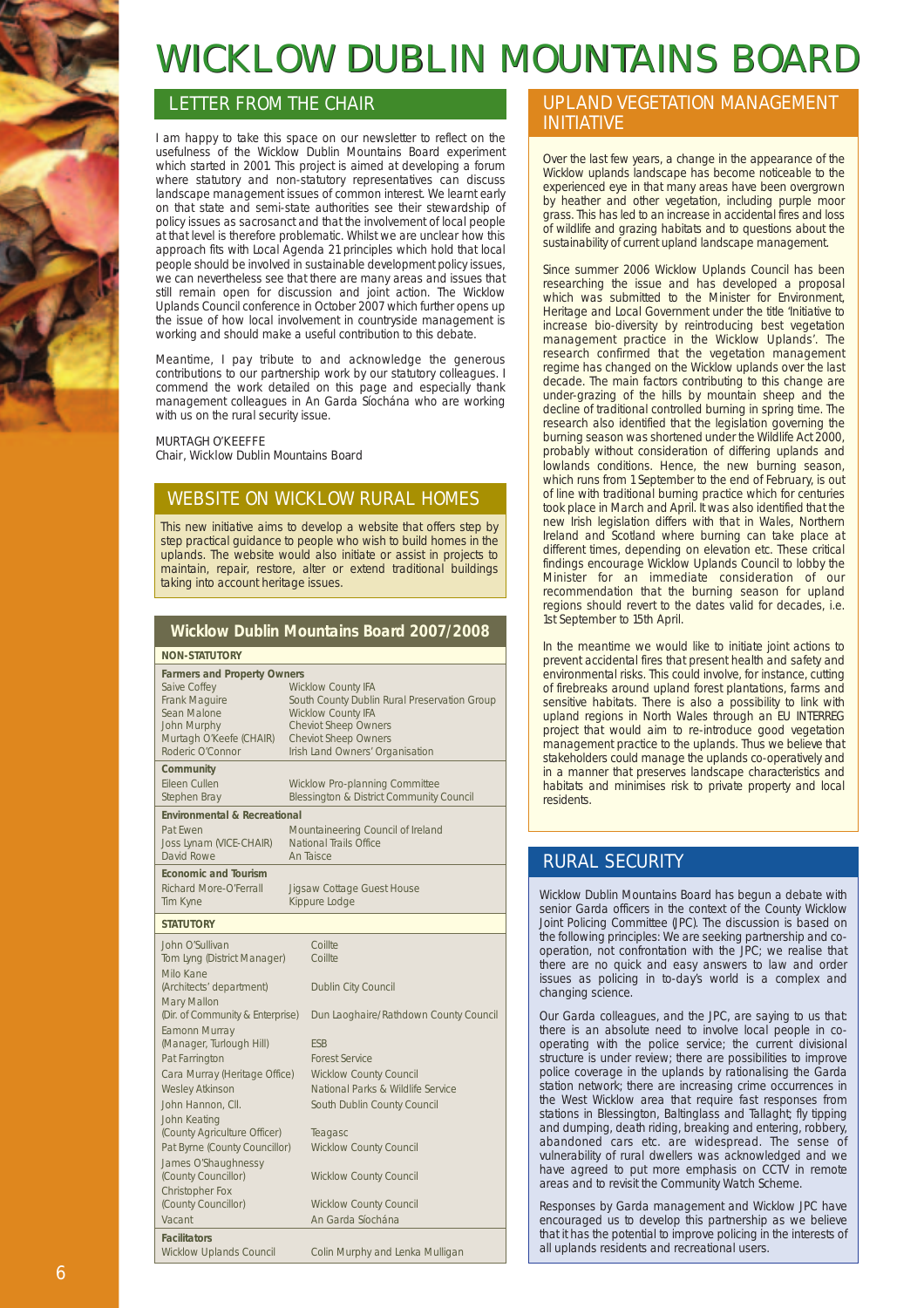# WICKLOW DUBLIN MOUNTAINS BOARD

## LETTER FROM THE CHAIR

I am happy to take this space on our newsletter to reflect on the usefulness of the Wicklow Dublin Mountains Board experiment which started in 2001. This project is aimed at developing a forum where statutory and non-statutory representatives can discuss landscape management issues of common interest. We learnt early on that state and semi-state authorities see their stewardship of policy issues as sacrosanct and that the involvement of local people at that level is therefore problematic. Whilst we are unclear how this approach fits with Local Agenda 21 principles which hold that local people should be involved in sustainable development policy issues, we can nevertheless see that there are many areas and issues that still remain open for discussion and joint action. The Wicklow Uplands Council conference in October 2007 which further opens up the issue of how local involvement in countryside management is working and should make a useful contribution to this debate.

Meantime, I pay tribute to and acknowledge the generous contributions to our partnership work by our statutory colleagues. I commend the work detailed on this page and especially thank management colleagues in An Garda Síochána who are working with us on the rural security issue.

MURTAGH O'KEEFFE
Chair, Wicklow Dublin Mountains Board

## WEBSITE ON WICKLOW RURAL HOMES

This new initiative aims to develop a website that offers step by step practical guidance to people who wish to build homes in the uplands. The website would also initiate or assist in projects to maintain, repair, restore, alter or extend traditional buildings taking into account heritage issues.

## Wicklow Dublin Mountains Board 2007/2008

| Name | Organisation |
|---|---|
| **NON-STATUTORY** | |
| **Farmers and Property Owners** | |
| Saive Coffey | Wicklow County IFA |
| Frank Maguire | South County Dublin Rural Preservation Group |
| Sean Malone | Wicklow County IFA |
| John Murphy | Cheviot Sheep Owners |
| Murtagh O'Keefe (CHAIR) | Cheviot Sheep Owners |
| Roderic O'Connor | Irish Land Owners' Organisation |
| **Community** | |
| Eileen Cullen | Wicklow Pro-planning Committee |
| Stephen Bray | Blessington & District Community Council |
| **Environmental & Recreational** | |
| Pat Ewen | Mountaineering Council of Ireland |
| Joss Lynam (VICE-CHAIR) | National Trails Office |
| David Rowe | An Taisce |
| **Economic and Tourism** | |
| Richard More-O'Ferrall | Jigsaw Cottage Guest House |
| Tim Kyne | Kippure Lodge |
| **STATUTORY** | |
| John O'Sullivan | Coillte |
| Tom Lyng (District Manager) | Coillte |
| Milo Kane (Architects' department) | Dublin City Council |
| Mary Mallon (Dir. of Community & Enterprise) | Dun Laoghaire/Rathdown County Council |
| Eamonn Murray (Manager, Turlough Hill) | ESB |
| Pat Farrington | Forest Service |
| Cara Murray (Heritage Office) | Wicklow County Council |
| Wesley Atkinson | National Parks & Wildlife Service |
| John Hannon, Cll. | South Dublin County Council |
| John Keating (County Agriculture Officer) | Teagasc |
| Pat Byrne (County Councillor) | Wicklow County Council |
| James O'Shaughnessy (County Councillor) | Wicklow County Council |
| Christopher Fox (County Councillor) | Wicklow County Council |
| Vacant | An Garda Síochána |
| **Facilitators** | |
| Wicklow Uplands Council | Colin Murphy and Lenka Mulligan |

## UPLAND VEGETATION MANAGEMENT INITIATIVE

Over the last few years, a change in the appearance of the Wicklow uplands landscape has become noticeable to the experienced eye in that many areas have been overgrown by heather and other vegetation, including purple moor grass. This has led to an increase in accidental fires and loss of wildlife and grazing habitats and to questions about the sustainability of current upland landscape management.

Since summer 2006 Wicklow Uplands Council has been researching the issue and has developed a proposal which was submitted to the Minister for Environment, Heritage and Local Government under the title 'Initiative to increase bio-diversity by reintroducing best vegetation management practice in the Wicklow Uplands'. The research confirmed that the vegetation management regime has changed on the Wicklow uplands over the last decade. The main factors contributing to this change are under-grazing of the hills by mountain sheep and the decline of traditional controlled burning in spring time. The research also identified that the legislation governing the burning season was shortened under the Wildlife Act 2000, probably without consideration of differing uplands and lowlands conditions. Hence, the new burning season, which runs from 1 September to the end of February, is out of line with traditional burning practice which for centuries took place in March and April. It was also identified that the new Irish legislation differs with that in Wales, Northern Ireland and Scotland where burning can take place at different times, depending on elevation etc. These critical findings encourage Wicklow Uplands Council to lobby the Minister for an immediate consideration of our recommendation that the burning season for upland regions should revert to the dates valid for decades, i.e. 1st September to 15th April.

In the meantime we would like to initiate joint actions to prevent accidental fires that present health and safety and environmental risks. This could involve, for instance, cutting of firebreaks around upland forest plantations, farms and sensitive habitats. There is also a possibility to link with upland regions in North Wales through an EU INTERREG project that would aim to re-introduce good vegetation management practice to the uplands. Thus we believe that stakeholders could manage the uplands co-operatively and in a manner that preserves landscape characteristics and habitats and minimises risk to private property and local residents.

## RURAL SECURITY

Wicklow Dublin Mountains Board has begun a debate with senior Garda officers in the context of the County Wicklow Joint Policing Committee (JPC). The discussion is based on the following principles: We are seeking partnership and co-operation, not confrontation with the JPC; we realise that there are no quick and easy answers to law and order issues as policing in to-day's world is a complex and changing science.

Our Garda colleagues, and the JPC, are saying to us that: there is an absolute need to involve local people in co-operating with the police service; the current divisional structure is under review; there are possibilities to improve police coverage in the uplands by rationalising the Garda station network; there are increasing crime occurrences in the West Wicklow area that require fast responses from stations in Blessington, Baltinglass and Tallaght; fly tipping and dumping, death riding, breaking and entering, robbery, abandoned cars etc. are widespread. The sense of vulnerability of rural dwellers was acknowledged and we have agreed to put more emphasis on CCTV in remote areas and to revisit the Community Watch Scheme.

Responses by Garda management and Wicklow JPC have encouraged us to develop this partnership as we believe that it has the potential to improve policing in the interests of all uplands residents and recreational users.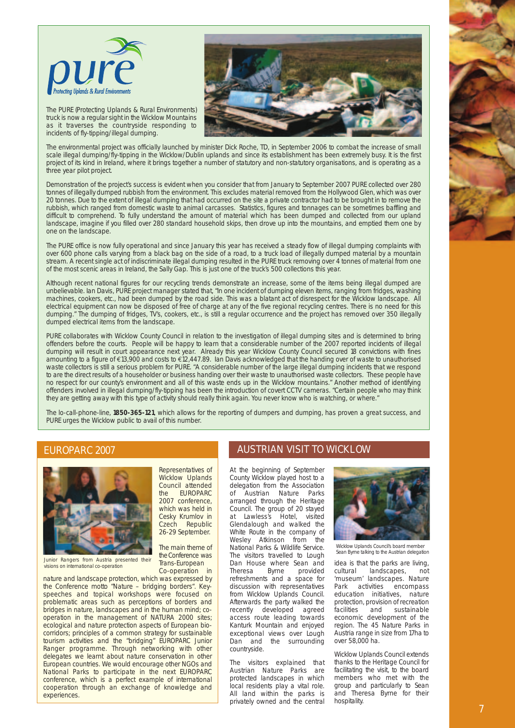pure

*Protecting Uplands & Rural Environments*

The PURE (Protecting Uplands & Rural Environments) truck is now a regular sight in the Wicklow Mountains as it traverses the countryside responding to incidents of fly-tipping/illegal dumping.

The environmental project was officially launched by minister Dick Roche, TD, in September 2006 to combat the increase of small scale illegal dumping/fly-tipping in the Wicklow/Dublin uplands and since its establishment has been extremely busy. It is the first project of its kind in Ireland, where it brings together a number of statutory and non-statutory organisations, and is operating as a three year pilot project.

Demonstration of the project's success is evident when you consider that from January to September 2007 PURE collected over 280 tonnes of illegally dumped rubbish from the environment. This excludes material removed from the Hollywood Glen, which was over 20 tonnes. Due to the extent of illegal dumping that had occurred on the site a private contractor had to be brought in to remove the rubbish, which ranged from domestic waste to animal carcasses. Statistics, figures and tonnages can be sometimes baffling and difficult to comprehend. To fully understand the amount of material which has been dumped and collected from our upland landscape, imagine if you filled over 280 standard household skips, then drove up into the mountains, and emptied them one by one on the landscape.

The PURE office is now fully operational and since January this year has received a steady flow of illegal dumping complaints with over 600 phone calls varying from a black bag on the side of a road, to a truck load of illegally dumped material by a mountain stream. A recent single act of indiscriminate illegal dumping resulted in the PURE truck removing over 4 tonnes of material from one of the most scenic areas in Ireland, the Sally Gap. This is just one of the truck's 500 collections this year.

Although recent national figures for our recycling trends demonstrate an increase, some of the items being illegal dumped are unbelievable. Ian Davis, PURE project manager stated that, "In one incident of dumping eleven items, ranging from fridges, washing machines, cookers, etc., had been dumped by the road side. This was a blatant act of disrespect for the Wicklow landscape. All electrical equipment can now be disposed of free of charge at any of the five regional recycling centres. There is no need for this dumping." The dumping of fridges, TV's, cookers, etc., is still a regular occurrence and the project has removed over 350 illegally dumped electrical items from the landscape.

PURE collaborates with Wicklow County Council in relation to the investigation of illegal dumping sites and is determined to bring offenders before the courts. People will be happy to learn that a considerable number of the 2007 reported incidents of illegal dumping will result in court appearance next year. Already this year Wicklow County Council secured 18 convictions with fines amounting to a figure of €13,900 and costs to €12,447.89. Ian Davis acknowledged that the handing over of waste to unauthorised waste collectors is still a serious problem for PURE. "A considerable number of the large illegal dumping incidents that we respond to are the direct results of a householder or business handing over their waste to unauthorised waste collectors. These people have no respect for our county's environment and all of this waste ends up in the Wicklow mountains." Another method of identifying offenders involved in illegal dumping/fly-tipping has been the introduction of covert CCTV cameras. "Certain people who may think they are getting away with this type of activity should really think again. You never know who is watching, or where."

The lo-call-phone-line, **1850-365-121**, which allows for the reporting of dumpers and dumping, has proven a great success, and PURE urges the Wicklow public to avail of this number.

## EUROPARC 2007

Junior Rangers from Austria presented their visions on international co-operation

Representatives of Wicklow Uplands Council attended the EUROPARC 2007 conference, which was held in Cesky Krumlov in Czech Republic 26-29 September.

The main theme of the Conference was Trans-European Co-operation in nature and landscape protection, which was expressed by the Conference motto "Nature – bridging borders". Key-speeches and topical workshops were focused on problematic areas such as perceptions of borders and bridges in nature, landscapes and in the human mind; co-operation in the management of NATURA 2000 sites; ecological and nature protection aspects of European bio-corridors; principles of a common strategy for sustainable tourism activities and the "bridging" EUROPARC Junior Ranger programme. Through networking with other delegates we learnt about nature conservation in other European countries. We would encourage other NGOs and National Parks to participate in the next EUROPARC conference, which is a perfect example of international cooperation through an exchange of knowledge and experiences.

## AUSTRIAN VISIT TO WICKLOW

At the beginning of September County Wicklow played host to a delegation from the Association of Austrian Nature Parks arranged through the Heritage Council. The group of 20 stayed at Lawless's Hotel, visited Glendalough and walked the White Route in the company of Wesley Atkinson from the National Parks & Wildlife Service. The visitors travelled to Lough Dan House where Sean and Theresa Byrne provided refreshments and a space for discussion with representatives from Wicklow Uplands Council. Afterwards the party walked the recently developed agreed access route leading towards Kanturk Mountain and enjoyed exceptional views over Lough Dan and the surrounding countryside.

Wicklow Uplands Council's board member Sean Byrne talking to the Austrian delegation

The visitors explained that Austrian Nature Parks are protected landscapes in which local residents play a vital role. All land within the parks is privately owned and the central idea is that the parks are living, cultural landscapes, not 'museum' landscapes. Nature Park activities encompass education initiatives, nature protection, provision of recreation facilities and sustainable economic development of the region. The 45 Nature Parks in Austria range in size from 17ha to over 58,000 ha.

Wicklow Uplands Council extends thanks to the Heritage Council for facilitating the visit, to the board members who met with the group and particularly to Sean and Theresa Byrne for their hospitality.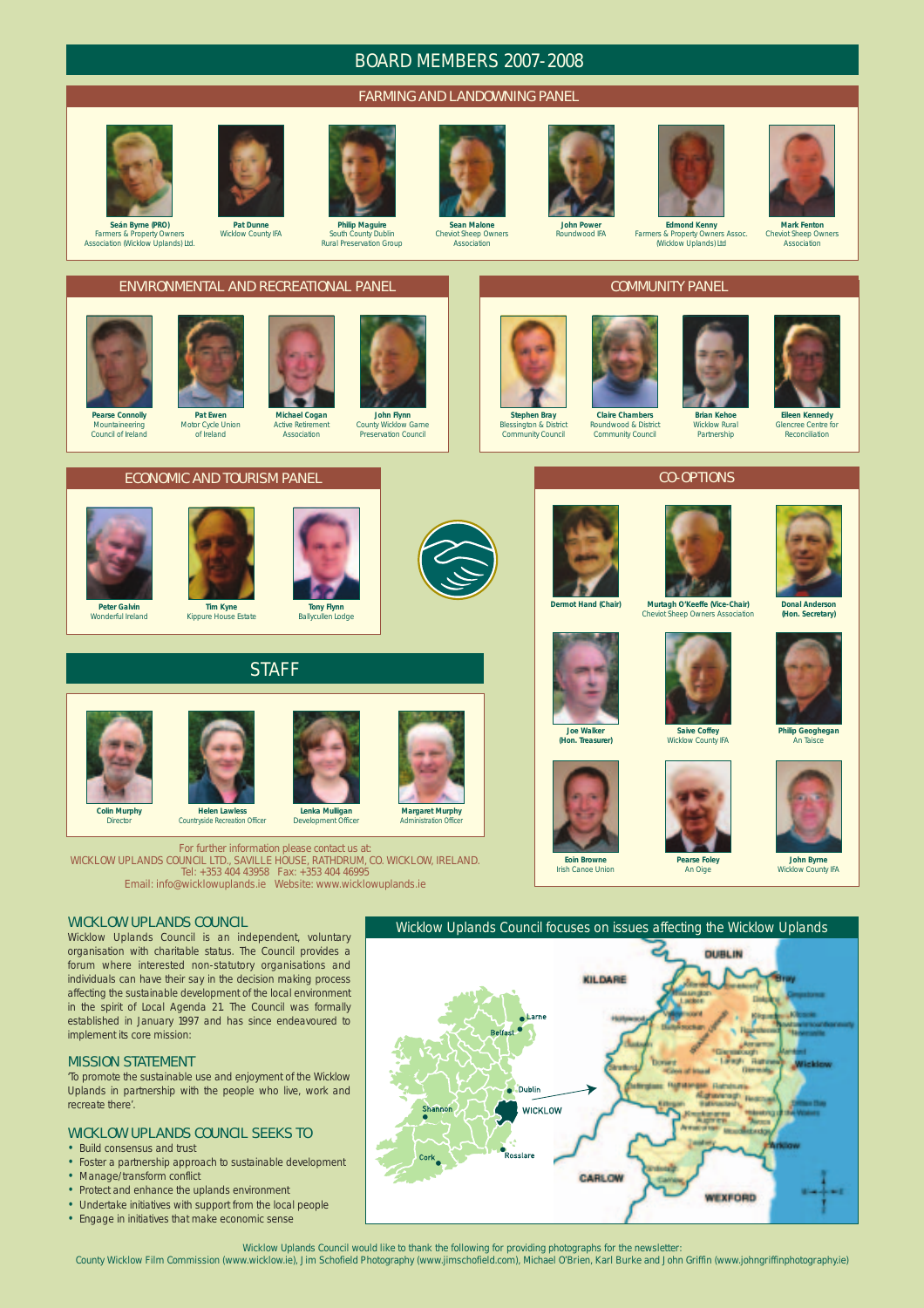# BOARD MEMBERS 2007-2008

## FARMING AND LANDOWNING PANEL

**Seán Byrne (PRO)**
Farmers & Property Owners Association (Wicklow Uplands) Ltd.

**Pat Dunne**
Wicklow County IFA

**Philip Maguire**
South County Dublin Rural Preservation Group

**Sean Malone**
Cheviot Sheep Owners Association

**John Power**
Roundwood IFA

**Edmond Kenny**
Farmers & Property Owners Assoc. (Wicklow Uplands) Ltd

**Mark Fenton**
Cheviot Sheep Owners Association

## ENVIRONMENTAL AND RECREATIONAL PANEL

**Pearse Connolly**
Mountaineering Council of Ireland

**Pat Ewen**
Motor Cycle Union of Ireland

**Michael Cogan**
Active Retirement Association

**John Flynn**
County Wicklow Game Preservation Council

## COMMUNITY PANEL

**Stephen Bray**
Blessington & District Community Council

**Claire Chambers**
Roundwood & District Community Council

**Brian Kehoe**
Wicklow Rural Partnership

**Eileen Kennedy**
Glencree Centre for Reconciliation

## ECONOMIC AND TOURISM PANEL

**Peter Galvin**
Wonderful Ireland

**Tim Kyne**
Kippure House Estate

**Tony Flynn**
Ballycullen Lodge

## CO-OPTIONS

**Dermot Hand (Chair)**

**Murtagh O'Keeffe (Vice-Chair)**
Cheviot Sheep Owners Association

**Donal Anderson (Hon. Secretary)**

**Joe Walker (Hon. Treasurer)**

**Saive Coffey**
Wicklow County IFA

**Philip Geoghegan**
An Taisce

**Eoin Browne**
Irish Canoe Union

**Pearse Foley**
An Oige

**John Byrne**
Wicklow County IFA

## STAFF

**Colin Murphy**
Director

**Helen Lawless**
Countryside Recreation Officer

**Lenka Mulligan**
Development Officer

**Margaret Murphy**
Administration Officer

For further information please contact us at:
WICKLOW UPLANDS COUNCIL LTD., SAVILLE HOUSE, RATHDRUM, CO. WICKLOW, IRELAND.
Tel: +353 404 43958 Fax: +353 404 46995
Email: info@wicklowuplands.ie Website: www.wicklowuplands.ie

## WICKLOW UPLANDS COUNCIL

Wicklow Uplands Council is an independent, voluntary organisation with charitable status. The Council provides a forum where interested non-statutory organisations and individuals can have their say in the decision making process affecting the sustainable development of the local environment in the spirit of Local Agenda 21. The Council was formally established in January 1997 and has since endeavoured to implement its core mission:

## MISSION STATEMENT

'To promote the sustainable use and enjoyment of the Wicklow Uplands in partnership with the people who live, work and recreate there'.

## WICKLOW UPLANDS COUNCIL SEEKS TO

- Build consensus and trust
- Foster a partnership approach to sustainable development
- Manage/transform conflict
- Protect and enhance the uplands environment
- Undertake initiatives with support from the local people
- Engage in initiatives that make economic sense

## Wicklow Uplands Council focuses on issues affecting the Wicklow Uplands

Larne
Belfast
Dublin
WICKLOW
Shannon
Cork
Rosslare
DUBLIN
KILDARE
CARLOW
WEXFORD
Bray
Wicklow
Arklow

Wicklow Uplands Council would like to thank the following for providing photographs for the newsletter:
County Wicklow Film Commission (www.wicklow.ie), Jim Schofield Photography (www.jimschofield.com), Michael O'Brien, Karl Burke and John Griffin (www.johngriffinphotography.ie)